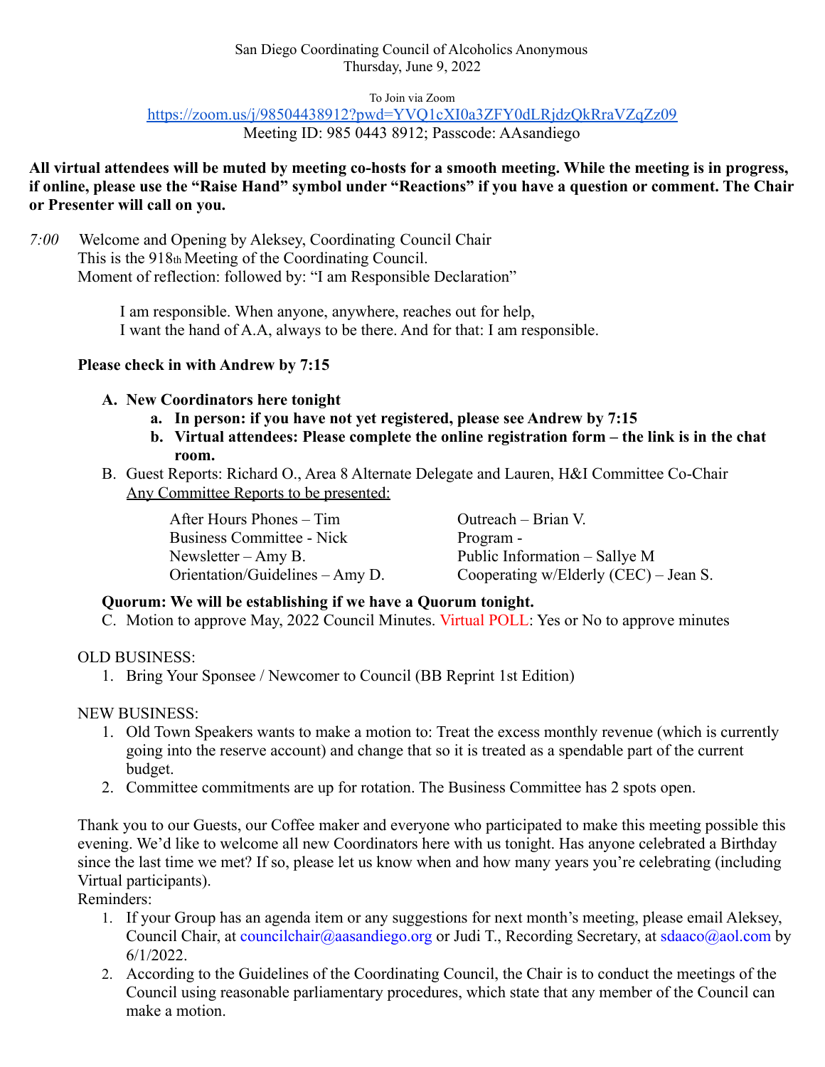San Diego Coordinating Council of Alcoholics Anonymous
Thursday, June 9, 2022

To Join via Zoom
https://zoom.us/j/98504438912?pwd=YVQ1cXI0a3ZFY0dLRjdzQkRraVZqZz09
Meeting ID: 985 0443 8912; Passcode: AAsandiego

**All virtual attendees will be muted by meeting co-hosts for a smooth meeting. While the meeting is in progress, if online, please use the "Raise Hand" symbol under "Reactions" if you have a question or comment. The Chair or Presenter will call on you.**

*7:00* Welcome and Opening by Aleksey, Coordinating Council Chair
This is the 918th Meeting of the Coordinating Council.
Moment of reflection: followed by: "I am Responsible Declaration"

> I am responsible. When anyone, anywhere, reaches out for help,
> I want the hand of A.A, always to be there. And for that: I am responsible.

**Please check in with Andrew by 7:15**

A. **New Coordinators here tonight**
   a. **In person: if you have not yet registered, please see Andrew by 7:15**
   b. **Virtual attendees: Please complete the online registration form – the link is in the chat room.**
B. Guest Reports: Richard O., Area 8 Alternate Delegate and Lauren, H&I Committee Co-Chair
   Any Committee Reports to be presented:

| | |
|---|---|
| After Hours Phones – Tim | Outreach – Brian V. |
| Business Committee - Nick | Program - |
| Newsletter – Amy B. | Public Information – Sallye M |
| Orientation/Guidelines – Amy D. | Cooperating w/Elderly (CEC) – Jean S. |

**Quorum: We will be establishing if we have a Quorum tonight.**

C. Motion to approve May, 2022 Council Minutes. Virtual POLL: Yes or No to approve minutes

OLD BUSINESS:
1. Bring Your Sponsee / Newcomer to Council (BB Reprint 1st Edition)

NEW BUSINESS:
1. Old Town Speakers wants to make a motion to: Treat the excess monthly revenue (which is currently going into the reserve account) and change that so it is treated as a spendable part of the current budget.
2. Committee commitments are up for rotation. The Business Committee has 2 spots open.

Thank you to our Guests, our Coffee maker and everyone who participated to make this meeting possible this evening. We'd like to welcome all new Coordinators here with us tonight. Has anyone celebrated a Birthday since the last time we met? If so, please let us know when and how many years you're celebrating (including Virtual participants).

Reminders:
1. If your Group has an agenda item or any suggestions for next month's meeting, please email Aleksey, Council Chair, at councilchair@aasandiego.org or Judi T., Recording Secretary, at sdaaco@aol.com by 6/1/2022.
2. According to the Guidelines of the Coordinating Council, the Chair is to conduct the meetings of the Council using reasonable parliamentary procedures, which state that any member of the Council can make a motion.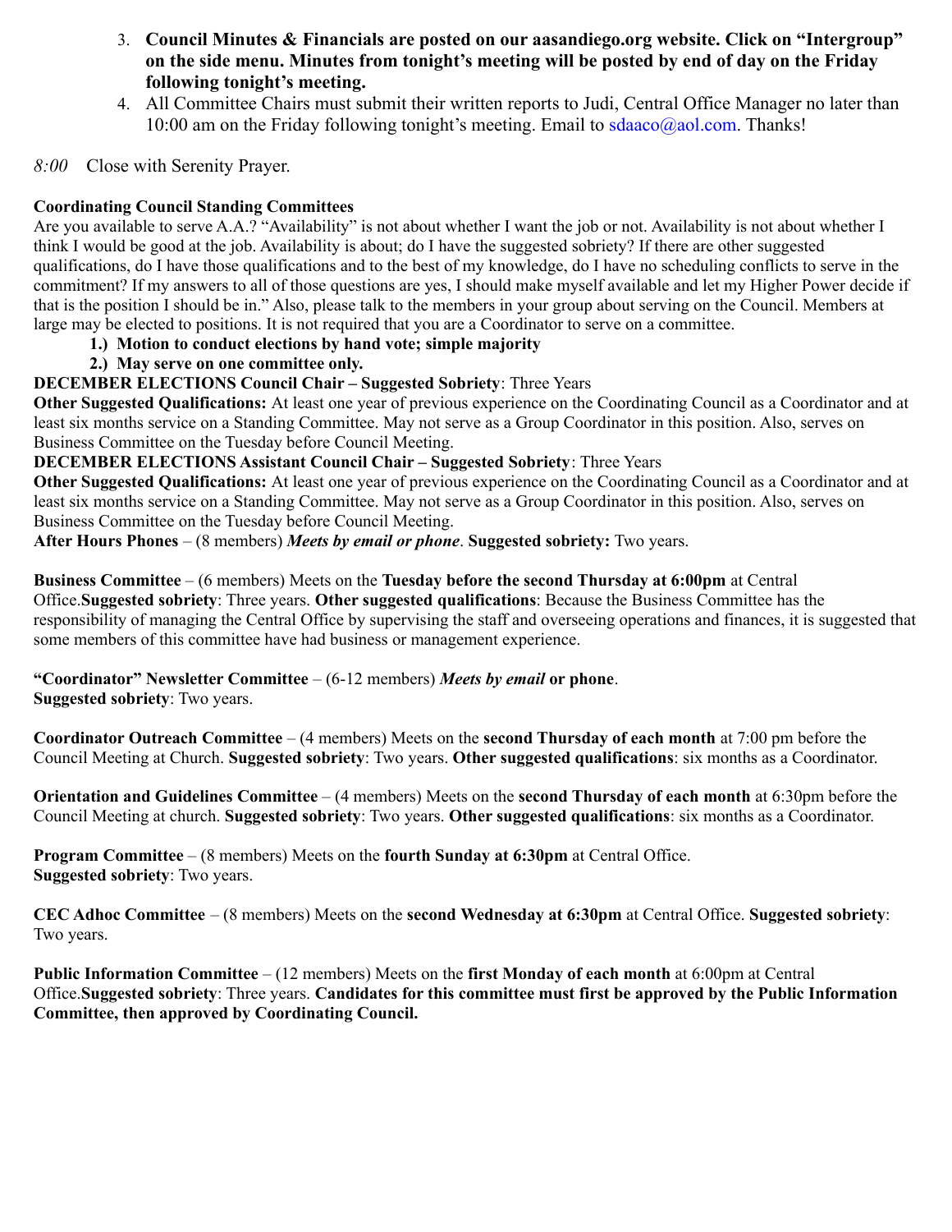3. **Council Minutes & Financials are posted on our aasandiego.org website. Click on "Intergroup" on the side menu. Minutes from tonight's meeting will be posted by end of day on the Friday following tonight's meeting.**
4. All Committee Chairs must submit their written reports to Judi, Central Office Manager no later than 10:00 am on the Friday following tonight's meeting. Email to sdaaco@aol.com. Thanks!

*8:00* Close with Serenity Prayer.

**Coordinating Council Standing Committees**

Are you available to serve A.A.? "Availability" is not about whether I want the job or not. Availability is not about whether I think I would be good at the job. Availability is about; do I have the suggested sobriety? If there are other suggested qualifications, do I have those qualifications and to the best of my knowledge, do I have no scheduling conflicts to serve in the commitment? If my answers to all of those questions are yes, I should make myself available and let my Higher Power decide if that is the position I should be in." Also, please talk to the members in your group about serving on the Council. Members at large may be elected to positions. It is not required that you are a Coordinator to serve on a committee.

1.) **Motion to conduct elections by hand vote; simple majority**
2.) **May serve on one committee only.**

**DECEMBER ELECTIONS Council Chair – Suggested Sobriety**: Three Years

**Other Suggested Qualifications:** At least one year of previous experience on the Coordinating Council as a Coordinator and at least six months service on a Standing Committee. May not serve as a Group Coordinator in this position. Also, serves on Business Committee on the Tuesday before Council Meeting.

**DECEMBER ELECTIONS Assistant Council Chair – Suggested Sobriety**: Three Years

**Other Suggested Qualifications:** At least one year of previous experience on the Coordinating Council as a Coordinator and at least six months service on a Standing Committee. May not serve as a Group Coordinator in this position. Also, serves on Business Committee on the Tuesday before Council Meeting.

**After Hours Phones** – (8 members) ***Meets by email or phone***. **Suggested sobriety:** Two years.

**Business Committee** – (6 members) Meets on the **Tuesday before the second Thursday at 6:00pm** at Central Office.**Suggested sobriety**: Three years. **Other suggested qualifications**: Because the Business Committee has the responsibility of managing the Central Office by supervising the staff and overseeing operations and finances, it is suggested that some members of this committee have had business or management experience.

**"Coordinator" Newsletter Committee** – (6-12 members) ***Meets by email*** **or phone**.
**Suggested sobriety**: Two years.

**Coordinator Outreach Committee** – (4 members) Meets on the **second Thursday of each month** at 7:00 pm before the Council Meeting at Church. **Suggested sobriety**: Two years. **Other suggested qualifications**: six months as a Coordinator.

**Orientation and Guidelines Committee** – (4 members) Meets on the **second Thursday of each month** at 6:30pm before the Council Meeting at church. **Suggested sobriety**: Two years. **Other suggested qualifications**: six months as a Coordinator.

**Program Committee** – (8 members) Meets on the **fourth Sunday at 6:30pm** at Central Office.
**Suggested sobriety**: Two years.

**CEC Adhoc Committee** – (8 members) Meets on the **second Wednesday at 6:30pm** at Central Office. **Suggested sobriety**: Two years.

**Public Information Committee** – (12 members) Meets on the **first Monday of each month** at 6:00pm at Central Office.**Suggested sobriety**: Three years. **Candidates for this committee must first be approved by the Public Information Committee, then approved by Coordinating Council.**